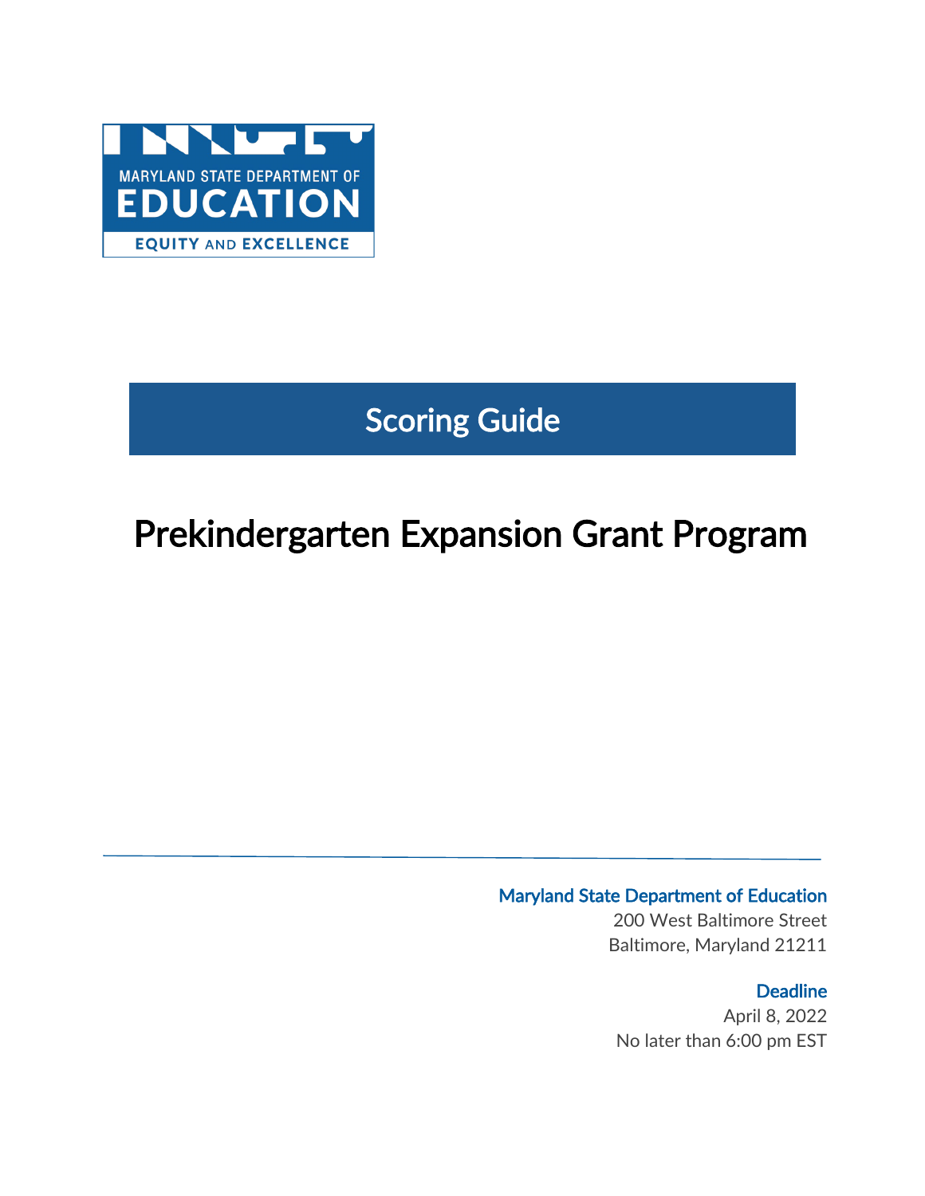MARYLAND STATE DEPARTMENT OF

EDUCATION

EQUITY AND EXCELLENCE

# Scoring Guide

# Prekindergarten Expansion Grant Program

**Maryland State Department of Education**
200 West Baltimore Street
Baltimore, Maryland 21211

**Deadline**
April 8, 2022
No later than 6:00 pm EST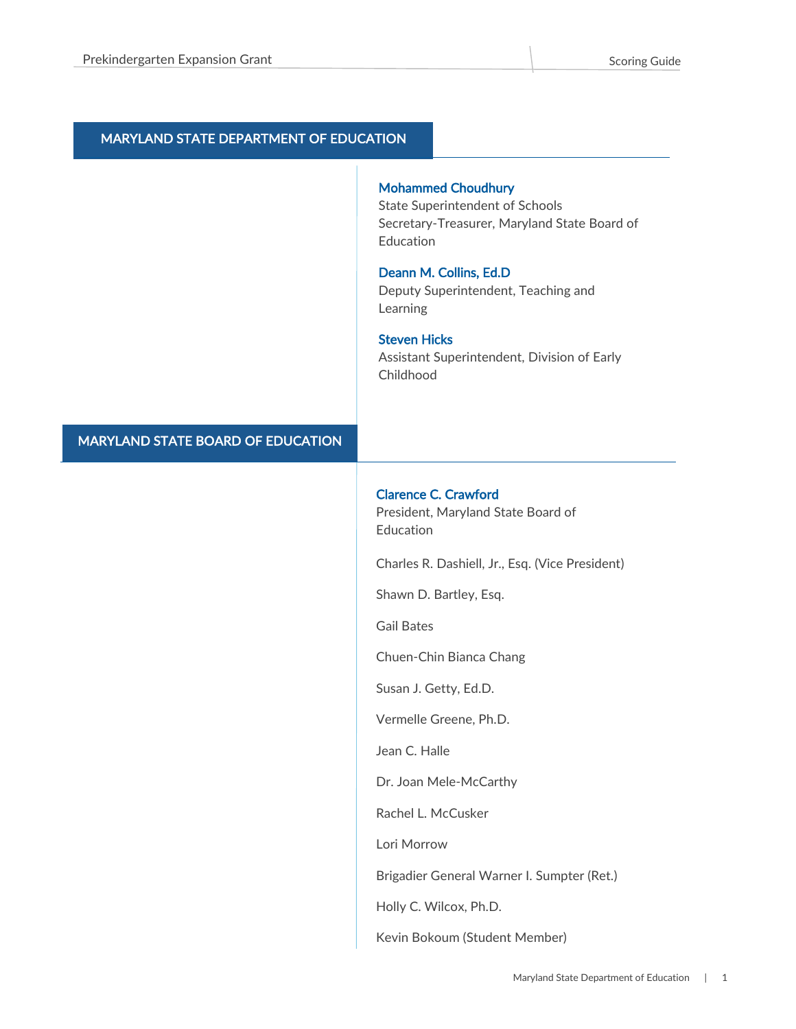## MARYLAND STATE DEPARTMENT OF EDUCATION

**Mohammed Choudhury**
State Superintendent of Schools
Secretary-Treasurer, Maryland State Board of Education

**Deann M. Collins, Ed.D**
Deputy Superintendent, Teaching and Learning

**Steven Hicks**
Assistant Superintendent, Division of Early Childhood

## MARYLAND STATE BOARD OF EDUCATION

**Clarence C. Crawford**
President, Maryland State Board of Education

Charles R. Dashiell, Jr., Esq. (Vice President)

Shawn D. Bartley, Esq.

Gail Bates

Chuen-Chin Bianca Chang

Susan J. Getty, Ed.D.

Vermelle Greene, Ph.D.

Jean C. Halle

Dr. Joan Mele-McCarthy

Rachel L. McCusker

Lori Morrow

Brigadier General Warner I. Sumpter (Ret.)

Holly C. Wilcox, Ph.D.

Kevin Bokoum (Student Member)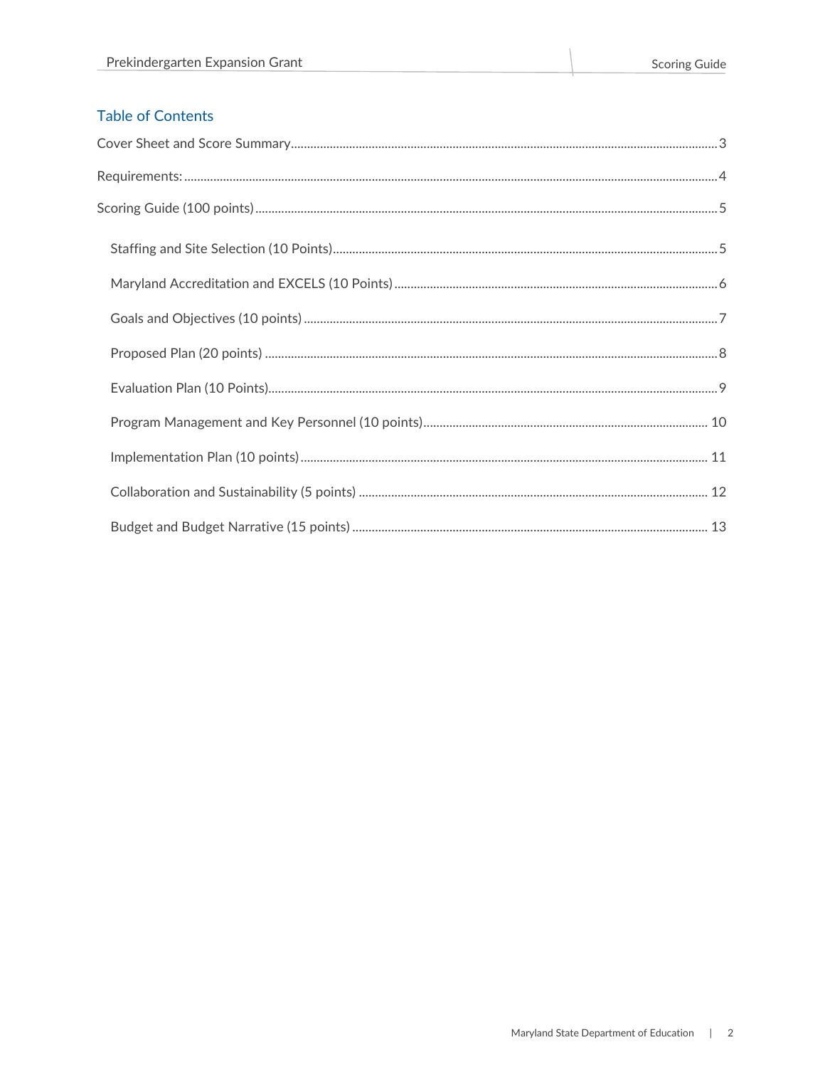## Table of Contents

Cover Sheet and Score Summary .......... 3

Requirements: .......... 4

Scoring Guide (100 points) .......... 5

- Staffing and Site Selection (10 Points) .......... 5
- Maryland Accreditation and EXCELS (10 Points) .......... 6
- Goals and Objectives (10 points) .......... 7
- Proposed Plan (20 points) .......... 8
- Evaluation Plan (10 Points) .......... 9
- Program Management and Key Personnel (10 points) .......... 10
- Implementation Plan (10 points) .......... 11
- Collaboration and Sustainability (5 points) .......... 12
- Budget and Budget Narrative (15 points) .......... 13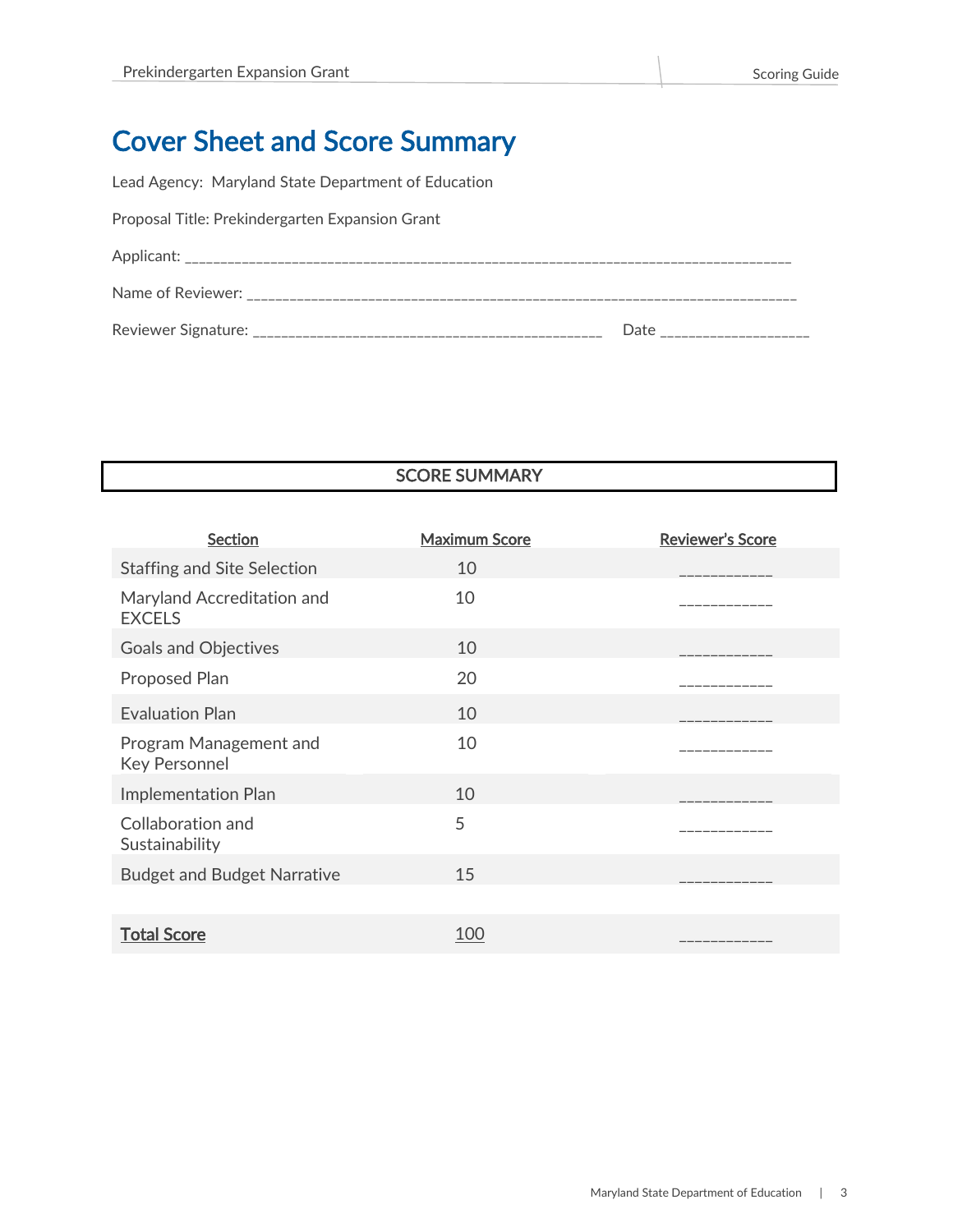# Cover Sheet and Score Summary

Lead Agency: Maryland State Department of Education

Proposal Title: Prekindergarten Expansion Grant

Applicant: ____________________________________________________________________________________

Name of Reviewer: ______________________________________________________________________________

Reviewer Signature: _______________________________________________ Date ___________________

**SCORE SUMMARY**

| Section | Maximum Score | Reviewer's Score |
|---|---|---|
| Staffing and Site Selection | 10 | ____________ |
| Maryland Accreditation and EXCELS | 10 | ____________ |
| Goals and Objectives | 10 | ____________ |
| Proposed Plan | 20 | ____________ |
| Evaluation Plan | 10 | ____________ |
| Program Management and Key Personnel | 10 | ____________ |
| Implementation Plan | 10 | ____________ |
| Collaboration and Sustainability | 5 | ____________ |
| Budget and Budget Narrative | 15 | ____________ |
| **Total Score** | 100 | ____________ |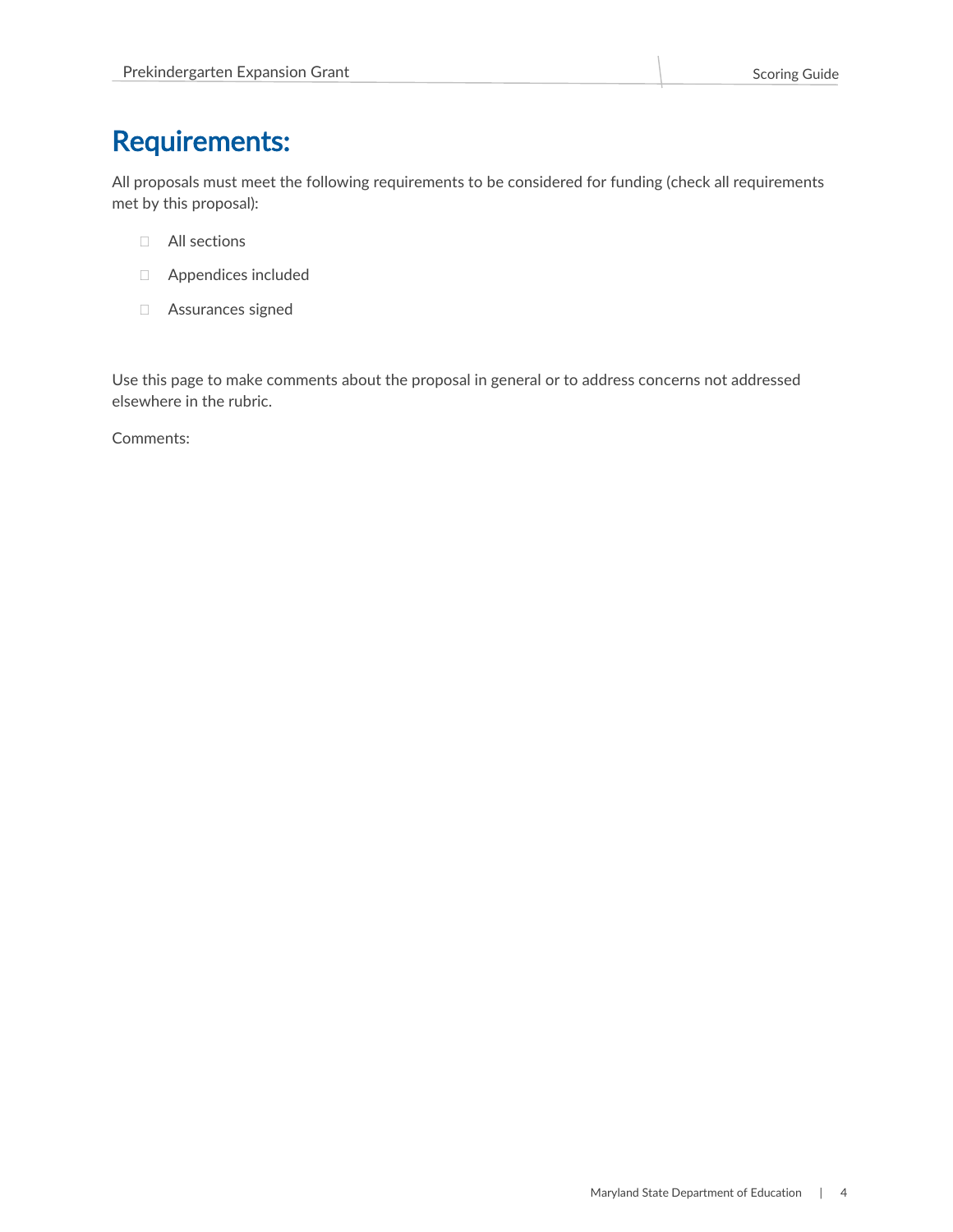# Requirements:

All proposals must meet the following requirements to be considered for funding (check all requirements met by this proposal):

- ☐ All sections
- ☐ Appendices included
- ☐ Assurances signed

Use this page to make comments about the proposal in general or to address concerns not addressed elsewhere in the rubric.

Comments: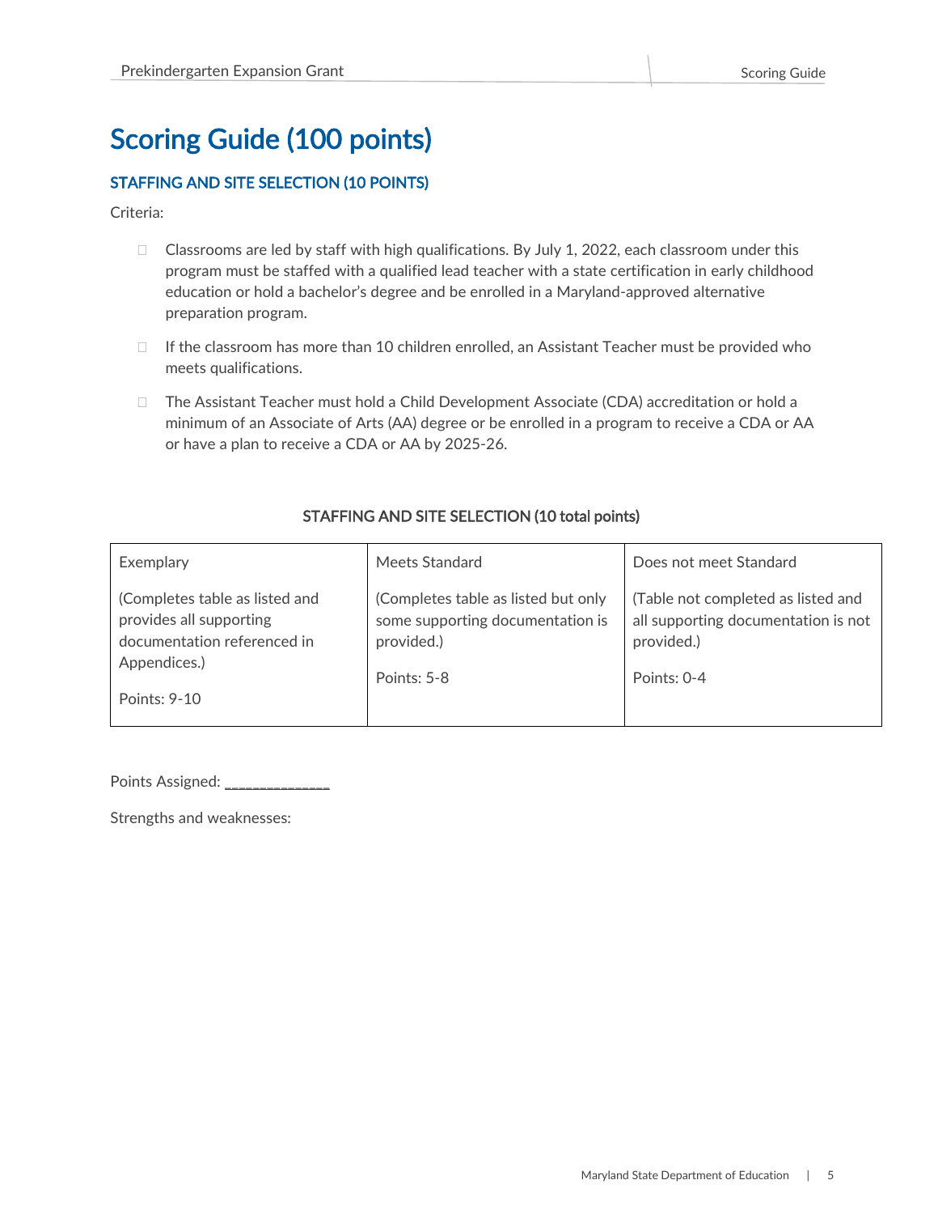# Scoring Guide (100 points)

### STAFFING AND SITE SELECTION (10 POINTS)

Criteria:

- Classrooms are led by staff with high qualifications. By July 1, 2022, each classroom under this program must be staffed with a qualified lead teacher with a state certification in early childhood education or hold a bachelor's degree and be enrolled in a Maryland-approved alternative preparation program.
- If the classroom has more than 10 children enrolled, an Assistant Teacher must be provided who meets qualifications.
- The Assistant Teacher must hold a Child Development Associate (CDA) accreditation or hold a minimum of an Associate of Arts (AA) degree or be enrolled in a program to receive a CDA or AA or have a plan to receive a CDA or AA by 2025-26.

STAFFING AND SITE SELECTION (10 total points)

| Exemplary | Meets Standard | Does not meet Standard |
|---|---|---|
| (Completes table as listed and provides all supporting documentation referenced in Appendices.)<br><br>Points: 9-10 | (Completes table as listed but only some supporting documentation is provided.)<br><br>Points: 5-8 | (Table not completed as listed and all supporting documentation is not provided.)<br><br>Points: 0-4 |

Points Assigned: _____________

Strengths and weaknesses: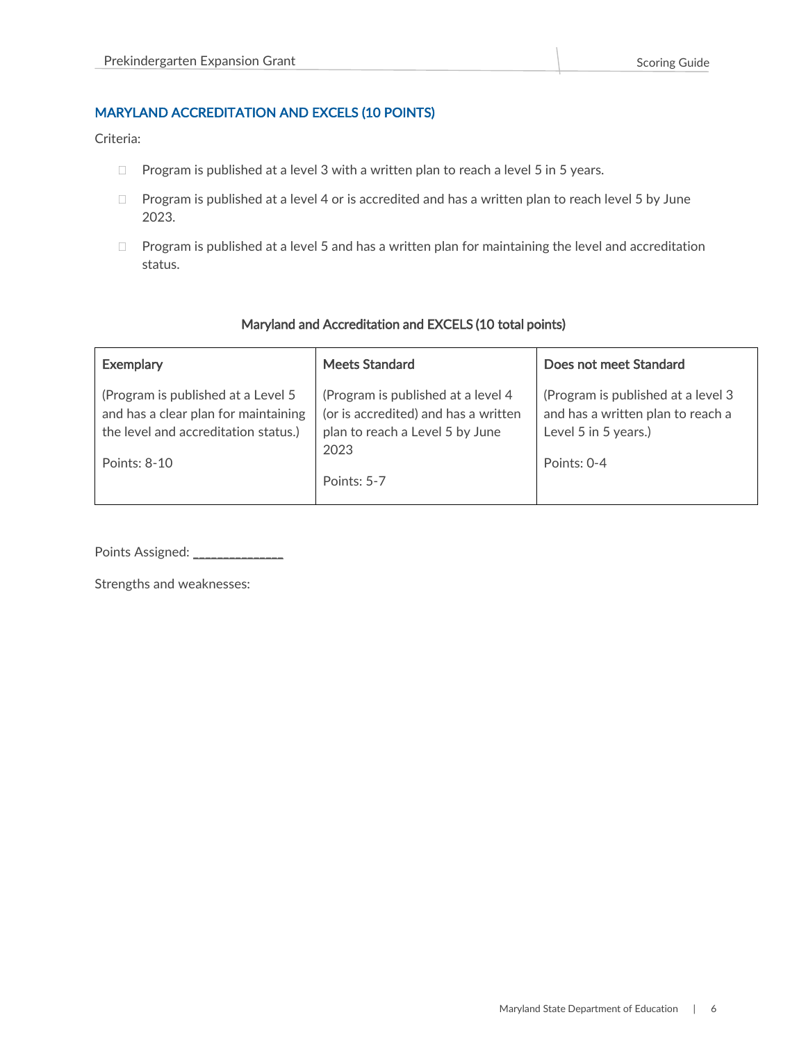## MARYLAND ACCREDITATION AND EXCELS (10 POINTS)

Criteria:

- Program is published at a level 3 with a written plan to reach a level 5 in 5 years.
- Program is published at a level 4 or is accredited and has a written plan to reach level 5 by June 2023.
- Program is published at a level 5 and has a written plan for maintaining the level and accreditation status.

**Maryland and Accreditation and EXCELS (10 total points)**

| Exemplary | Meets Standard | Does not meet Standard |
|---|---|---|
| (Program is published at a Level 5 and has a clear plan for maintaining the level and accreditation status.)<br><br>Points: 8-10 | (Program is published at a level 4 (or is accredited) and has a written plan to reach a Level 5 by June 2023<br><br>Points: 5-7 | (Program is published at a level 3 and has a written plan to reach a Level 5 in 5 years.)<br><br>Points: 0-4 |

Points Assigned: _____________

Strengths and weaknesses: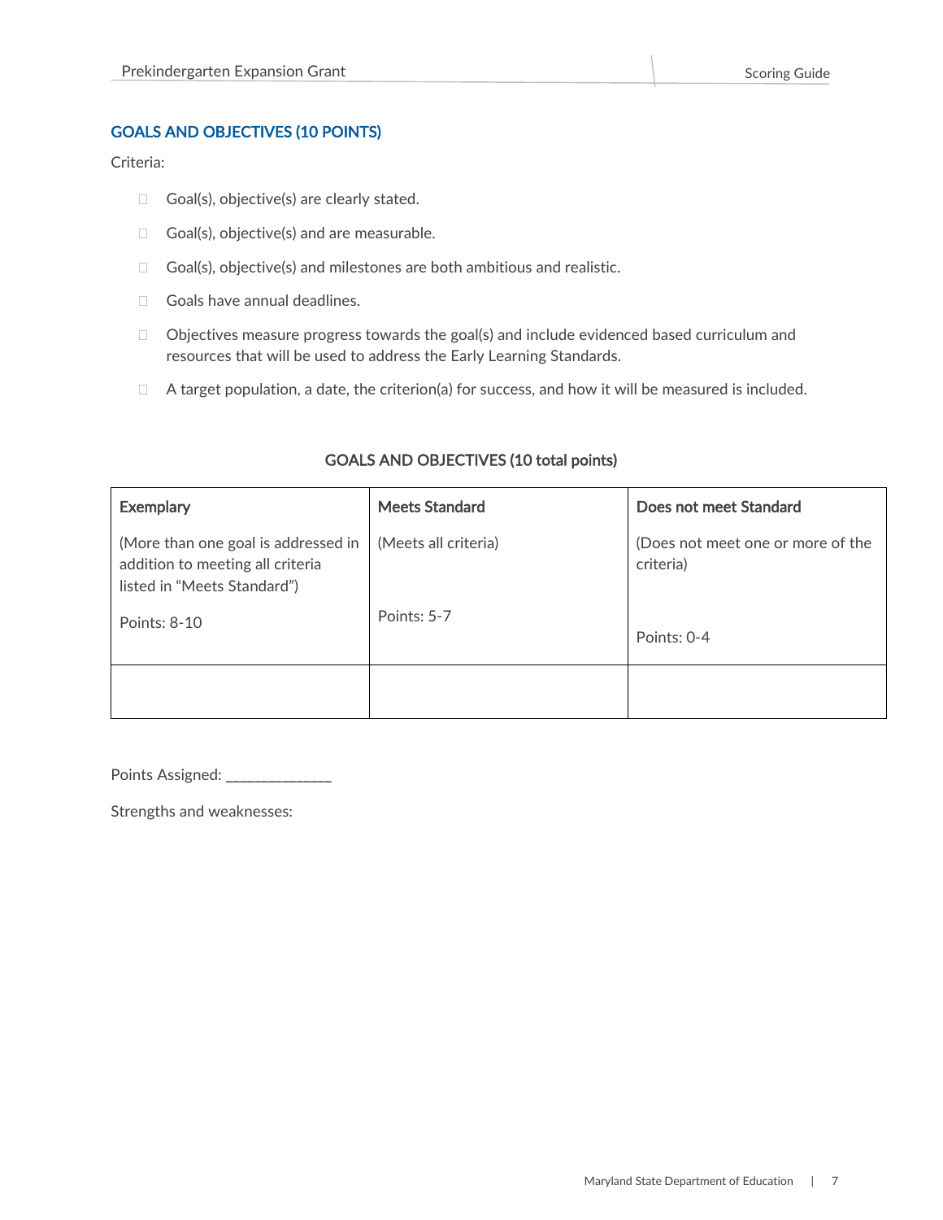## GOALS AND OBJECTIVES (10 POINTS)

Criteria:

- Goal(s), objective(s) are clearly stated.
- Goal(s), objective(s) and are measurable.
- Goal(s), objective(s) and milestones are both ambitious and realistic.
- Goals have annual deadlines.
- Objectives measure progress towards the goal(s) and include evidenced based curriculum and resources that will be used to address the Early Learning Standards.
- A target population, a date, the criterion(a) for success, and how it will be measured is included.

**GOALS AND OBJECTIVES (10 total points)**

| Exemplary | Meets Standard | Does not meet Standard |
|---|---|---|
| (More than one goal is addressed in addition to meeting all criteria listed in "Meets Standard")<br><br>Points: 8-10 | (Meets all criteria)<br><br>Points: 5-7 | (Does not meet one or more of the criteria)<br><br>Points: 0-4 |
| | | |

Points Assigned: ______________

Strengths and weaknesses: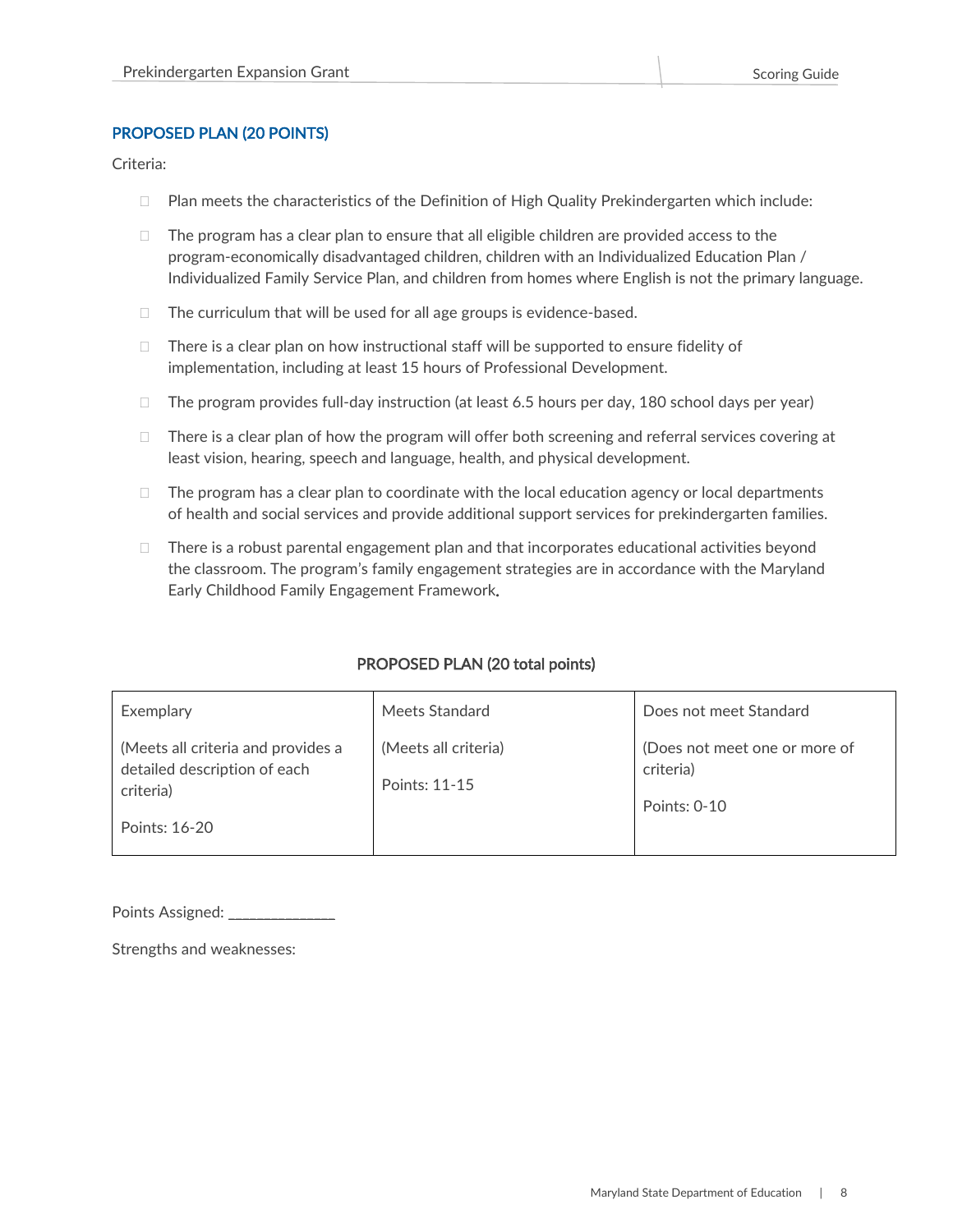## PROPOSED PLAN (20 POINTS)

Criteria:

- Plan meets the characteristics of the Definition of High Quality Prekindergarten which include:
- The program has a clear plan to ensure that all eligible children are provided access to the program-economically disadvantaged children, children with an Individualized Education Plan / Individualized Family Service Plan, and children from homes where English is not the primary language.
- The curriculum that will be used for all age groups is evidence-based.
- There is a clear plan on how instructional staff will be supported to ensure fidelity of implementation, including at least 15 hours of Professional Development.
- The program provides full-day instruction (at least 6.5 hours per day, 180 school days per year)
- There is a clear plan of how the program will offer both screening and referral services covering at least vision, hearing, speech and language, health, and physical development.
- The program has a clear plan to coordinate with the local education agency or local departments of health and social services and provide additional support services for prekindergarten families.
- There is a robust parental engagement plan and that incorporates educational activities beyond the classroom. The program's family engagement strategies are in accordance with the Maryland Early Childhood Family Engagement Framework.

**PROPOSED PLAN (20 total points)**

| Exemplary | Meets Standard | Does not meet Standard |
|---|---|---|
| (Meets all criteria and provides a detailed description of each criteria)<br><br>Points: 16-20 | (Meets all criteria)<br><br>Points: 11-15 | (Does not meet one or more of criteria)<br><br>Points: 0-10 |

Points Assigned: _____________

Strengths and weaknesses: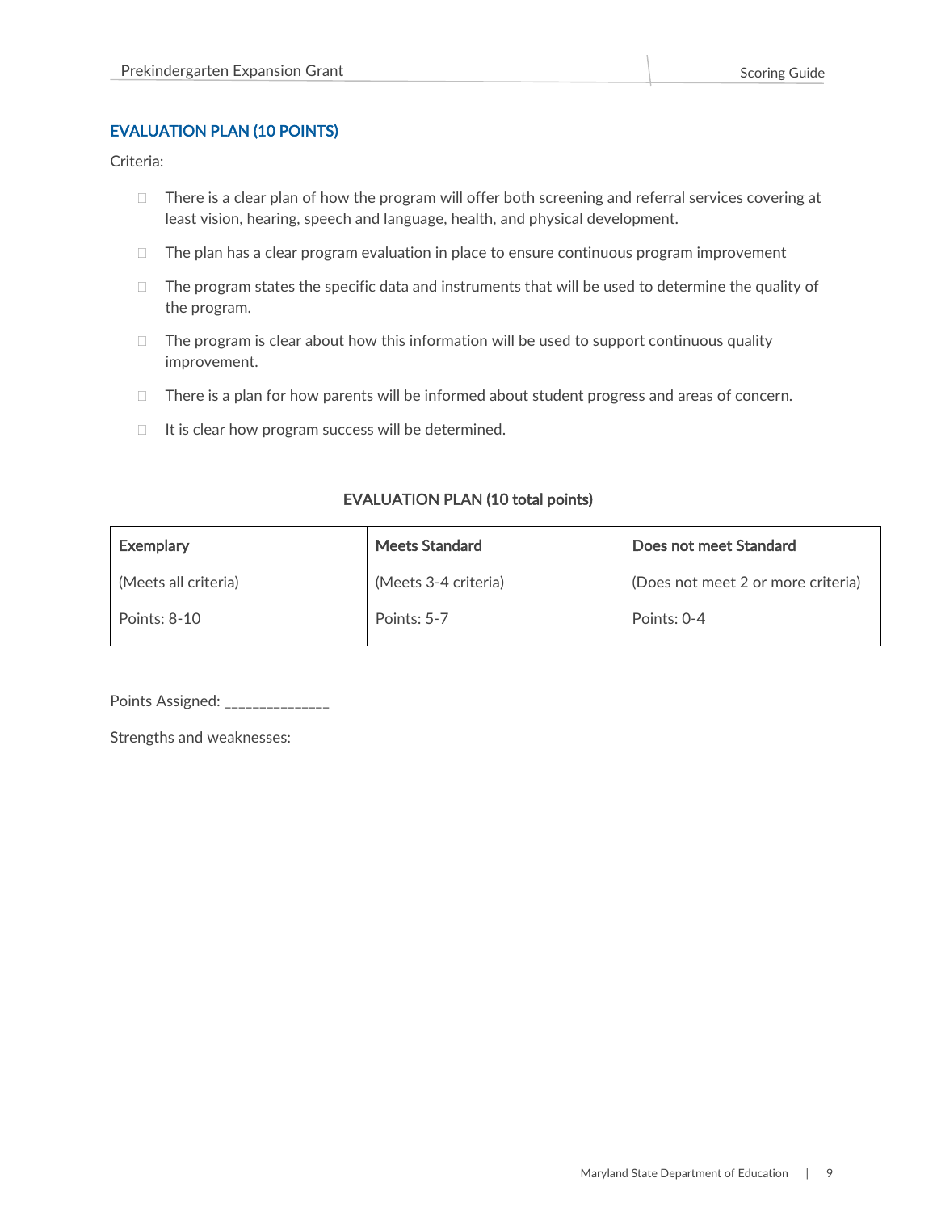### EVALUATION PLAN (10 POINTS)

Criteria:

- There is a clear plan of how the program will offer both screening and referral services covering at least vision, hearing, speech and language, health, and physical development.
- The plan has a clear program evaluation in place to ensure continuous program improvement
- The program states the specific data and instruments that will be used to determine the quality of the program.
- The program is clear about how this information will be used to support continuous quality improvement.
- There is a plan for how parents will be informed about student progress and areas of concern.
- It is clear how program success will be determined.

**EVALUATION PLAN (10 total points)**

| **Exemplary**<br>(Meets all criteria)<br>Points: 8-10 | **Meets Standard**<br>(Meets 3-4 criteria)<br>Points: 5-7 | **Does not meet Standard**<br>(Does not meet 2 or more criteria)<br>Points: 0-4 |
|---|---|---|

Points Assigned: _____________

Strengths and weaknesses: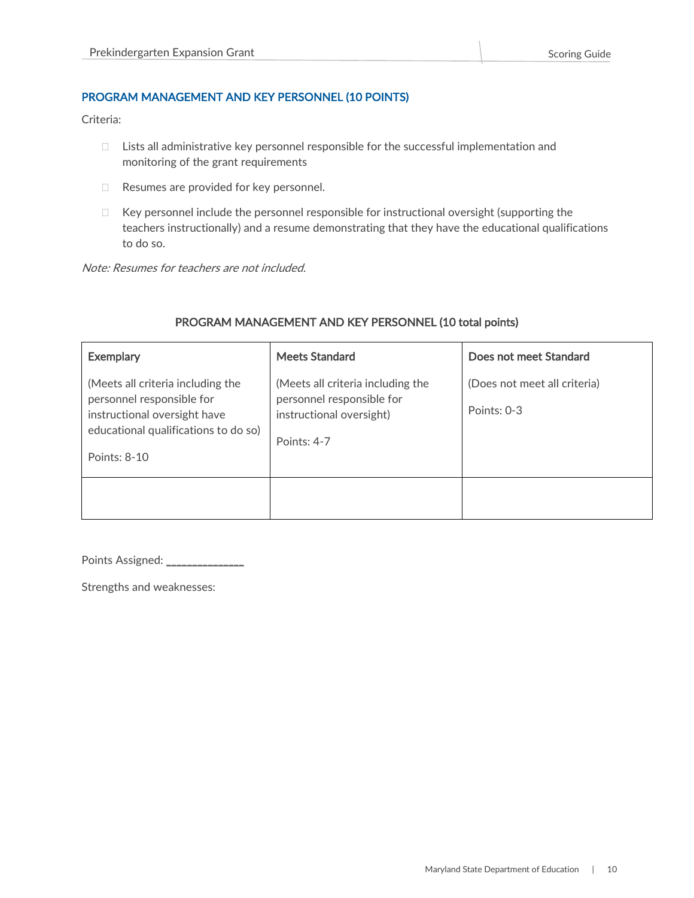## PROGRAM MANAGEMENT AND KEY PERSONNEL (10 POINTS)

Criteria:

- Lists all administrative key personnel responsible for the successful implementation and monitoring of the grant requirements
- Resumes are provided for key personnel.
- Key personnel include the personnel responsible for instructional oversight (supporting the teachers instructionally) and a resume demonstrating that they have the educational qualifications to do so.

*Note: Resumes for teachers are not included.*

**PROGRAM MANAGEMENT AND KEY PERSONNEL (10 total points)**

| **Exemplary**<br><br>(Meets all criteria including the personnel responsible for instructional oversight have educational qualifications to do so)<br><br>Points: 8-10 | **Meets Standard**<br><br>(Meets all criteria including the personnel responsible for instructional oversight)<br><br>Points: 4-7 | **Does not meet Standard**<br><br>(Does not meet all criteria)<br><br>Points: 0-3 |
|---|---|---|
| | | |

Points Assigned: _____________

Strengths and weaknesses: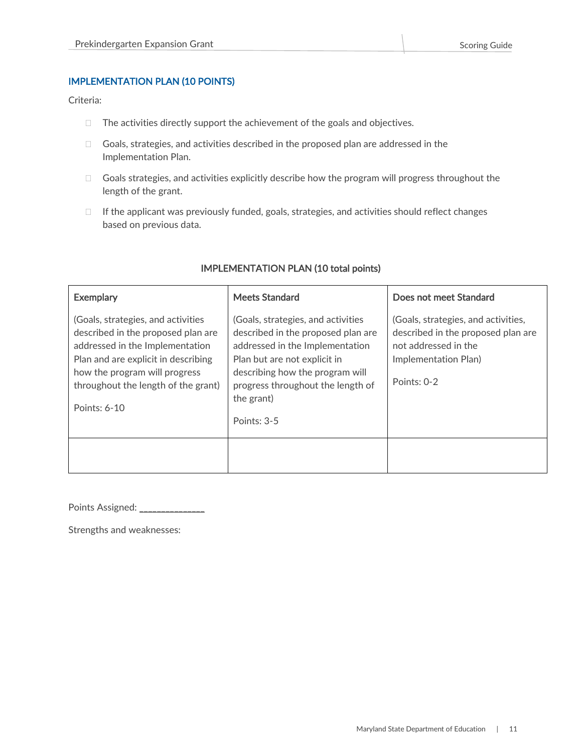## IMPLEMENTATION PLAN (10 POINTS)

Criteria:

- The activities directly support the achievement of the goals and objectives.
- Goals, strategies, and activities described in the proposed plan are addressed in the Implementation Plan.
- Goals strategies, and activities explicitly describe how the program will progress throughout the length of the grant.
- If the applicant was previously funded, goals, strategies, and activities should reflect changes based on previous data.

**IMPLEMENTATION PLAN (10 total points)**

| Exemplary | Meets Standard | Does not meet Standard |
| --- | --- | --- |
| (Goals, strategies, and activities described in the proposed plan are addressed in the Implementation Plan and are explicit in describing how the program will progress throughout the length of the grant)<br><br>Points: 6-10 | (Goals, strategies, and activities described in the proposed plan are addressed in the Implementation Plan but are not explicit in describing how the program will progress throughout the length of the grant)<br><br>Points: 3-5 | (Goals, strategies, and activities, described in the proposed plan are not addressed in the Implementation Plan)<br><br>Points: 0-2 |
| | | |

Points Assigned: _____________

Strengths and weaknesses: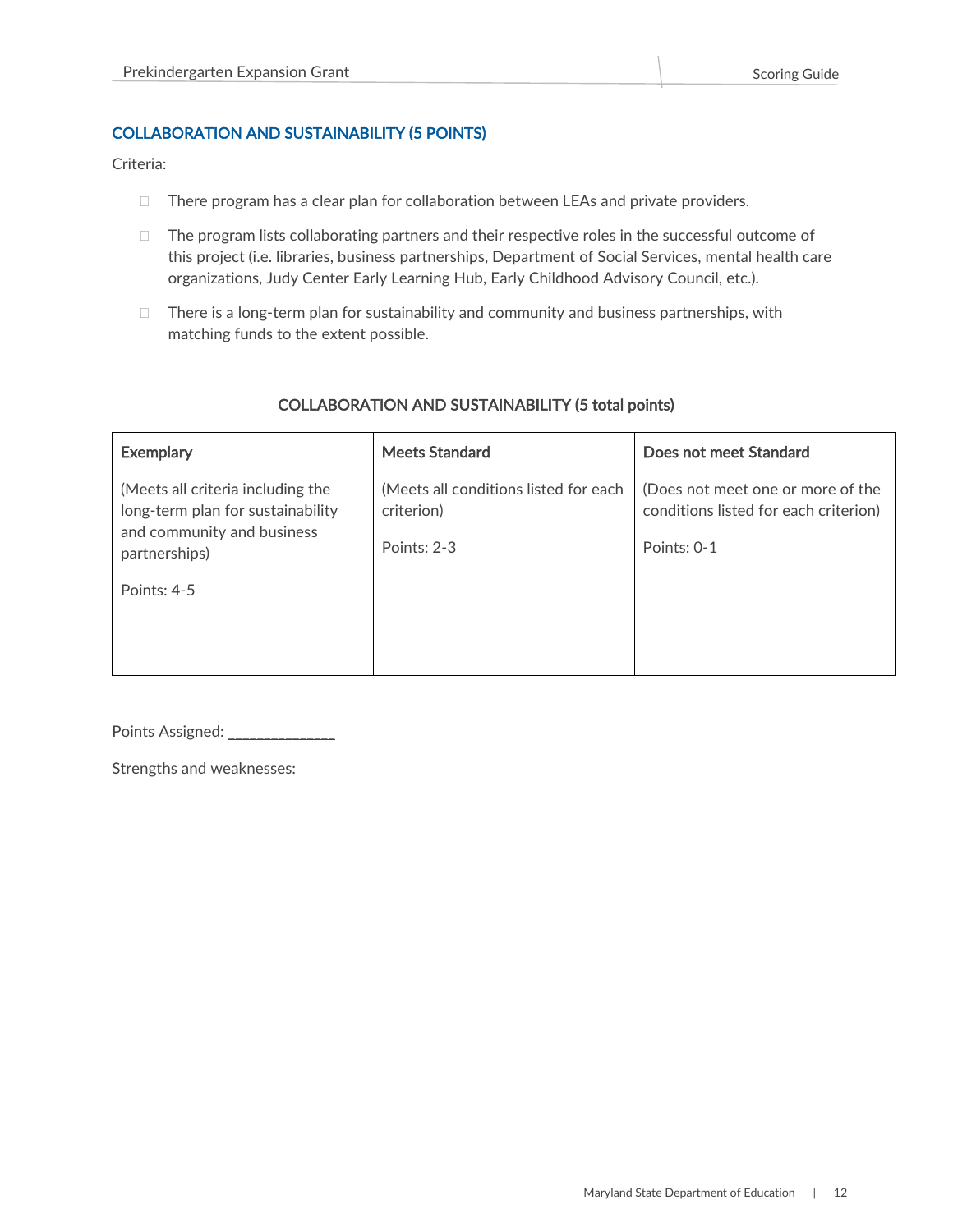### COLLABORATION AND SUSTAINABILITY (5 POINTS)

Criteria:

- There program has a clear plan for collaboration between LEAs and private providers.
- The program lists collaborating partners and their respective roles in the successful outcome of this project (i.e. libraries, business partnerships, Department of Social Services, mental health care organizations, Judy Center Early Learning Hub, Early Childhood Advisory Council, etc.).
- There is a long-term plan for sustainability and community and business partnerships, with matching funds to the extent possible.

**COLLABORATION AND SUSTAINABILITY (5 total points)**

| **Exemplary**<br><br>(Meets all criteria including the long-term plan for sustainability and community and business partnerships)<br><br>Points: 4-5 | **Meets Standard**<br><br>(Meets all conditions listed for each criterion)<br><br>Points: 2-3 | **Does not meet Standard**<br><br>(Does not meet one or more of the conditions listed for each criterion)<br><br>Points: 0-1 |
|---|---|---|
| | | |

Points Assigned: ______________

Strengths and weaknesses: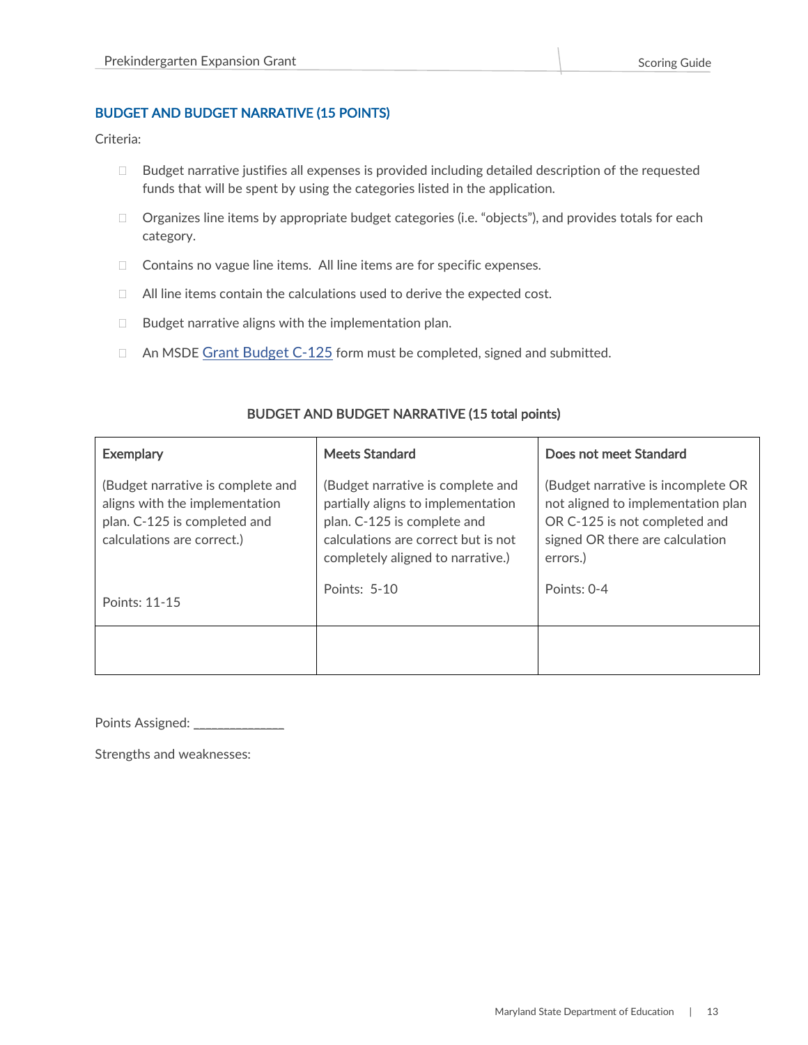## BUDGET AND BUDGET NARRATIVE (15 POINTS)

Criteria:

- Budget narrative justifies all expenses is provided including detailed description of the requested funds that will be spent by using the categories listed in the application.
- Organizes line items by appropriate budget categories (i.e. "objects"), and provides totals for each category.
- Contains no vague line items. All line items are for specific expenses.
- All line items contain the calculations used to derive the expected cost.
- Budget narrative aligns with the implementation plan.
- An MSDE Grant Budget C-125 form must be completed, signed and submitted.

**BUDGET AND BUDGET NARRATIVE (15 total points)**

| Exemplary | Meets Standard | Does not meet Standard |
|---|---|---|
| (Budget narrative is complete and aligns with the implementation plan. C-125 is completed and calculations are correct.)<br><br>Points: 11-15 | (Budget narrative is complete and partially aligns to implementation plan. C-125 is complete and calculations are correct but is not completely aligned to narrative.)<br><br>Points: 5-10 | (Budget narrative is incomplete OR not aligned to implementation plan OR C-125 is not completed and signed OR there are calculation errors.)<br><br>Points: 0-4 |
| | | |

Points Assigned: _____________

Strengths and weaknesses: